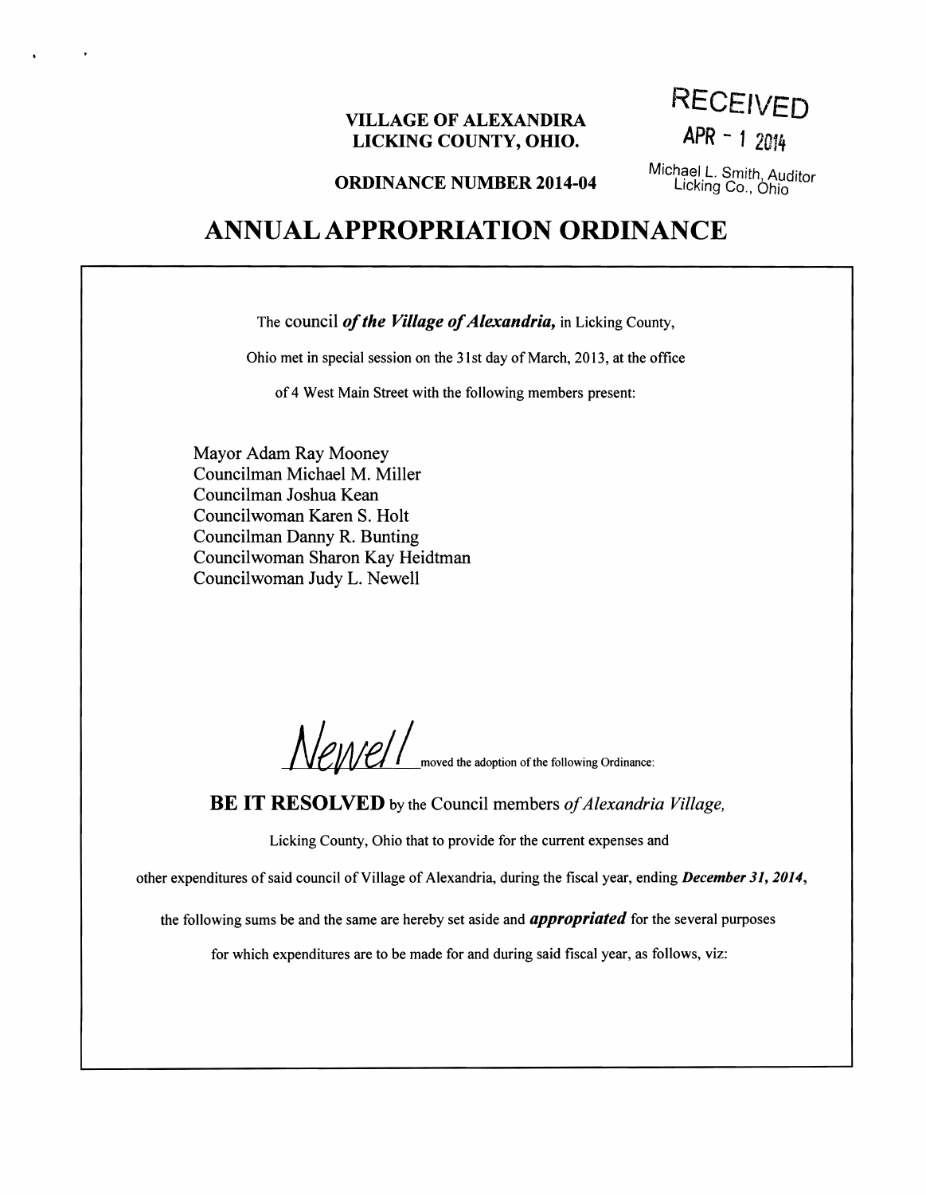**VILLAGE OF ALEXANDIRA**
**LICKING COUNTY, OHIO.**

RECEIVED
APR - 1 2014
Michael L. Smith, Auditor
Licking Co., Ohio

**ORDINANCE NUMBER 2014-04**

# ANNUAL APPROPRIATION ORDINANCE

The council ***of the Village of Alexandria,*** in Licking County,

Ohio met in special session on the 31st day of March, 2013, at the office

of 4 West Main Street with the following members present:

Mayor Adam Ray Mooney
Councilman Michael M. Miller
Councilman Joshua Kean
Councilwoman Karen S. Holt
Councilman Danny R. Bunting
Councilwoman Sharon Kay Heidtman
Councilwoman Judy L. Newell

Newell moved the adoption of the following Ordinance:

**BE IT RESOLVED** by the Council members *of Alexandria Village,*

Licking County, Ohio that to provide for the current expenses and

other expenditures of said council of Village of Alexandria, during the fiscal year, ending ***December 31, 2014***,

the following sums be and the same are hereby set aside and ***appropriated*** for the several purposes

for which expenditures are to be made for and during said fiscal year, as follows, viz: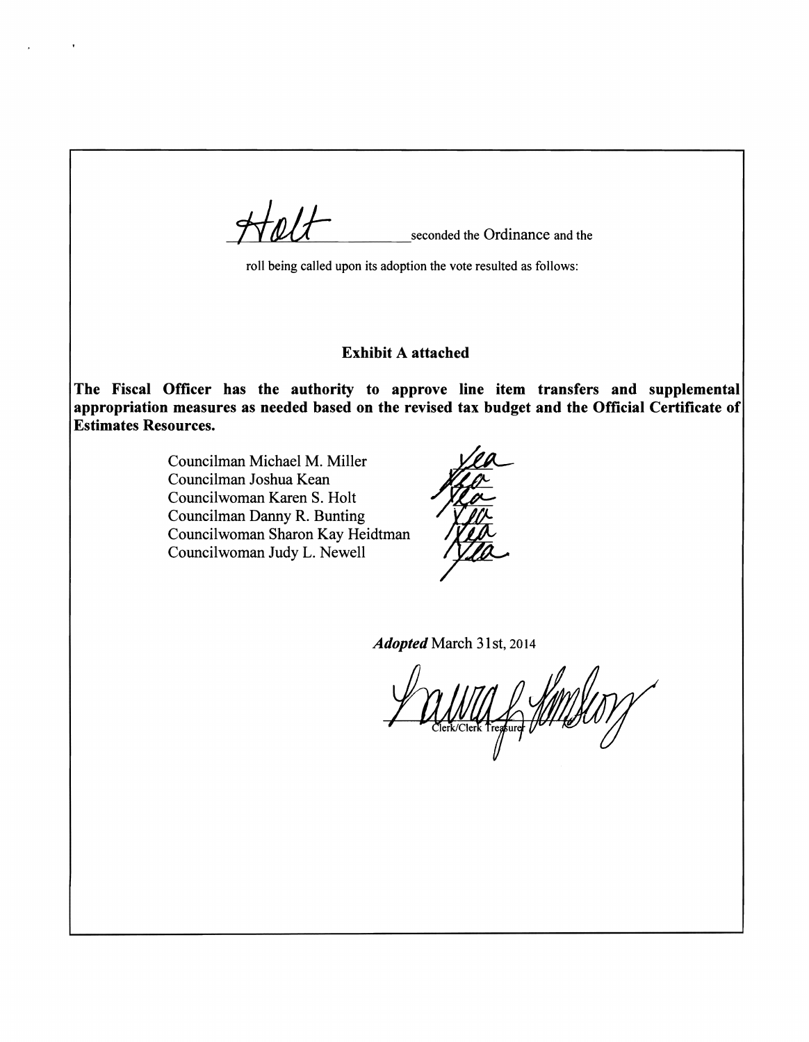Holt seconded the Ordinance and the

roll being called upon its adoption the vote resulted as follows:

**Exhibit A attached**

**The Fiscal Officer has the authority to approve line item transfers and supplemental appropriation measures as needed based on the revised tax budget and the Official Certificate of Estimates Resources.**

| | |
|---|---|
| Councilman Michael M. Miller | Yea |
| Councilman Joshua Kean | Yea |
| Councilwoman Karen S. Holt | Yea |
| Councilman Danny R. Bunting | Yea |
| Councilwoman Sharon Kay Heidtman | Yea |
| Councilwoman Judy L. Newell | Yea |

***Adopted*** March 31st, 2014

Laura L. Hensley

Clerk/Clerk Treasurer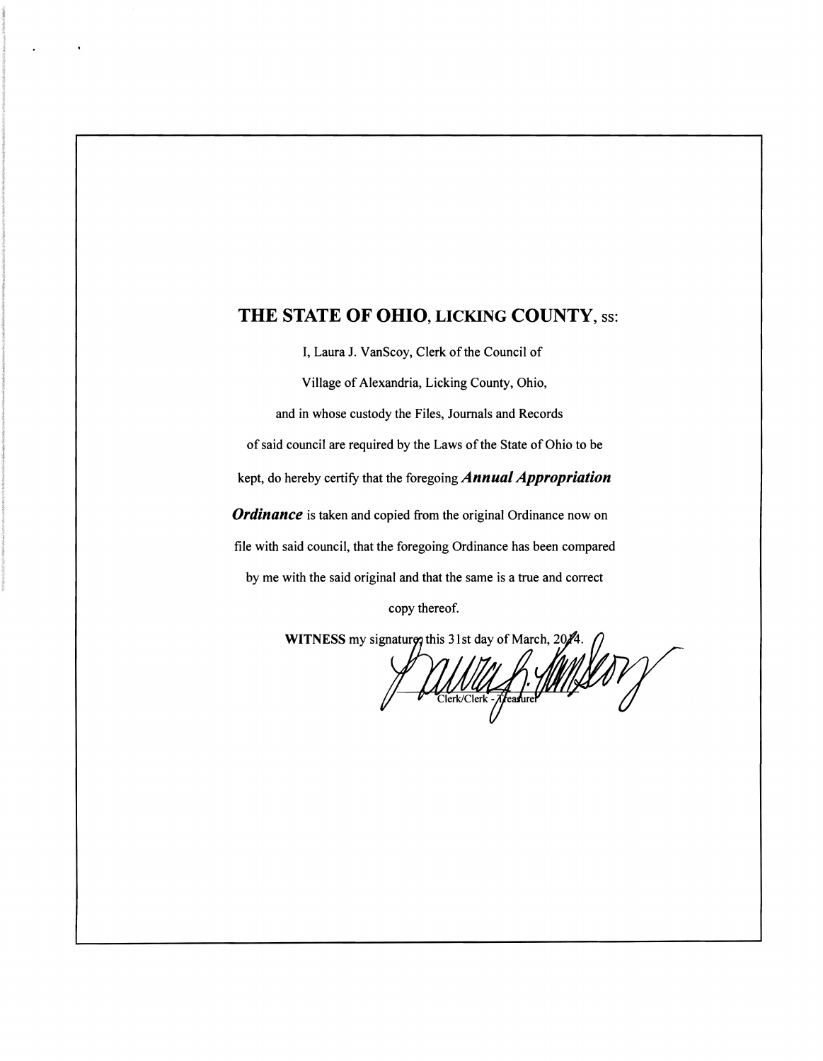## THE STATE OF OHIO, LICKING COUNTY, ss:

I, Laura J. VanScoy, Clerk of the Council of

Village of Alexandria, Licking County, Ohio,

and in whose custody the Files, Journals and Records

of said council are required by the Laws of the State of Ohio to be

kept, do hereby certify that the foregoing ***Annual Appropriation Ordinance*** is taken and copied from the original Ordinance now on

file with said council, that the foregoing Ordinance has been compared

by me with the said original and that the same is a true and correct

copy thereof.

**WITNESS** my signature this 31st day of March, 2014.

Clerk/Clerk - Treasurer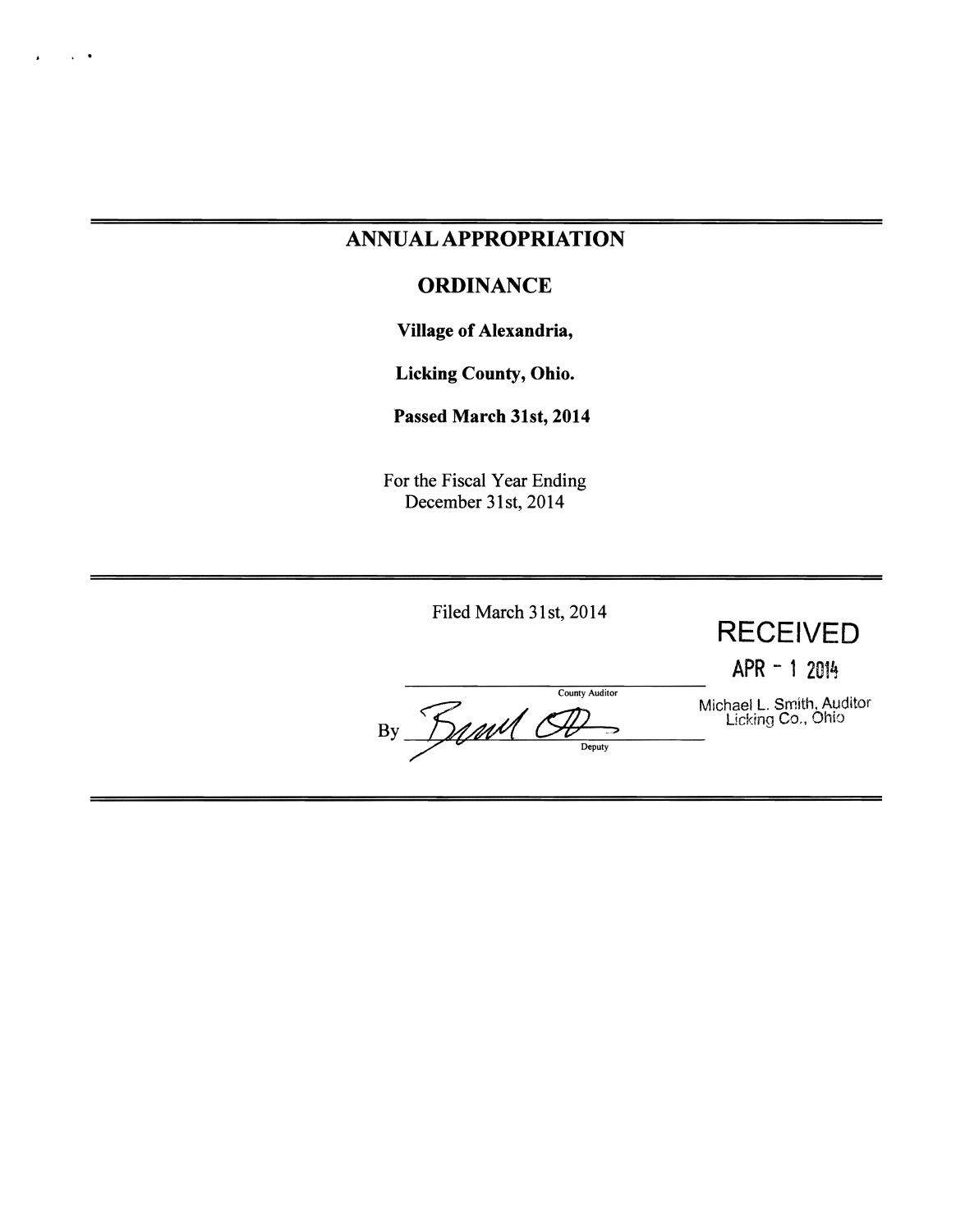# ANNUAL APPROPRIATION

## ORDINANCE

**Village of Alexandria,**

**Licking County, Ohio.**

**Passed March 31st, 2014**

For the Fiscal Year Ending
December 31st, 2014

Filed March 31st, 2014

County Auditor

By ______ Deputy

RECEIVED

APR - 1 2014

Michael L. Smith, Auditor
Licking Co., Ohio